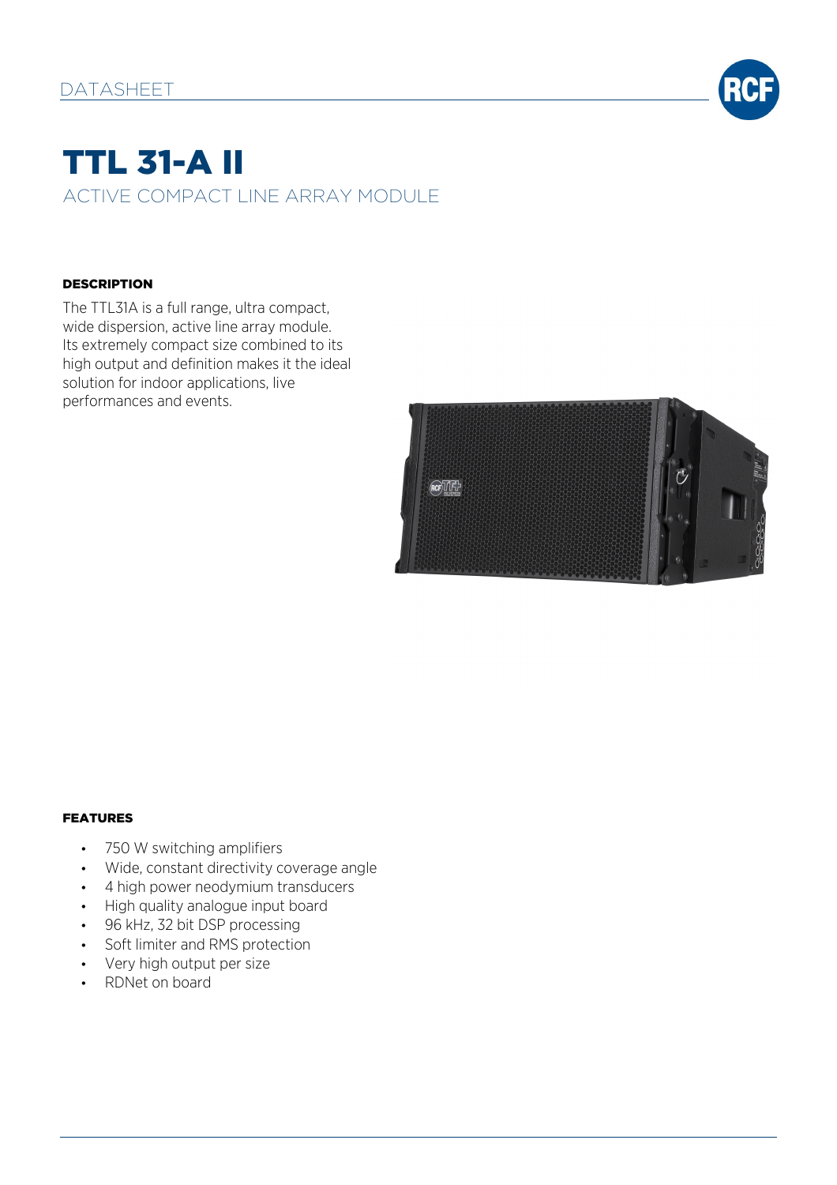DATASHEET

# TTL 31-A II

## ACTIVE COMPACT LINE ARRAY MODULE

### DESCRIPTION

The TTL31A is a full range, ultra compact, wide dispersion, active line array module. Its extremely compact size combined to its high output and definition makes it the ideal solution for indoor applications, live performances and events.

### FEATURES

- 750 W switching amplifiers
- Wide, constant directivity coverage angle
- 4 high power neodymium transducers
- High quality analogue input board
- 96 kHz, 32 bit DSP processing
- Soft limiter and RMS protection
- Very high output per size
- RDNet on board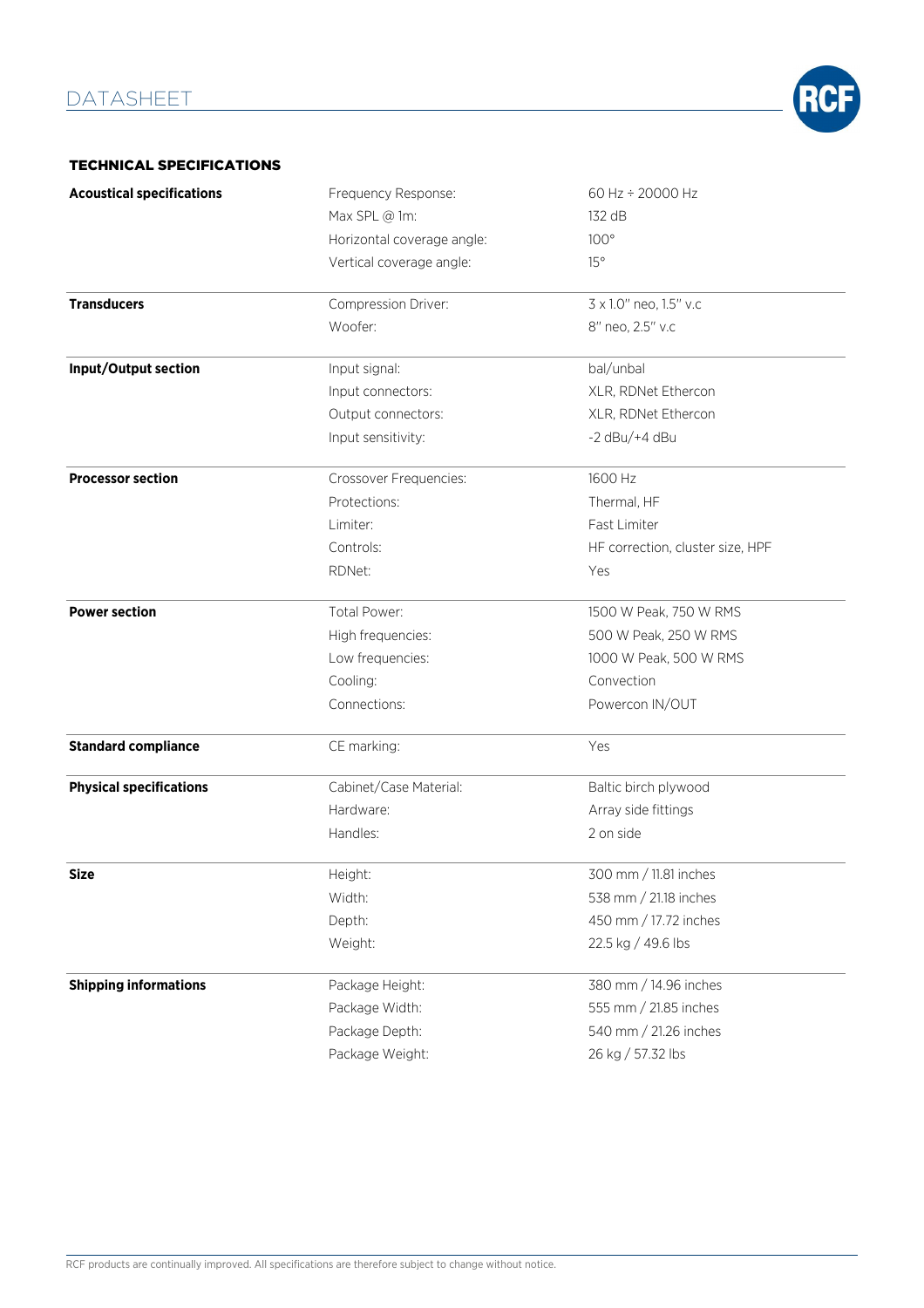# DATASHEET

## TECHNICAL SPECIFICATIONS

| | | |
|---|---|---|
| **Acoustical specifications** | Frequency Response: | 60 Hz ÷ 20000 Hz |
| | Max SPL @ 1m: | 132 dB |
| | Horizontal coverage angle: | 100° |
| | Vertical coverage angle: | 15° |
| **Transducers** | Compression Driver: | 3 x 1.0" neo, 1.5" v.c |
| | Woofer: | 8" neo, 2.5" v.c |
| **Input/Output section** | Input signal: | bal/unbal |
| | Input connectors: | XLR, RDNet Ethercon |
| | Output connectors: | XLR, RDNet Ethercon |
| | Input sensitivity: | -2 dBu/+4 dBu |
| **Processor section** | Crossover Frequencies: | 1600 Hz |
| | Protections: | Thermal, HF |
| | Limiter: | Fast Limiter |
| | Controls: | HF correction, cluster size, HPF |
| | RDNet: | Yes |
| **Power section** | Total Power: | 1500 W Peak, 750 W RMS |
| | High frequencies: | 500 W Peak, 250 W RMS |
| | Low frequencies: | 1000 W Peak, 500 W RMS |
| | Cooling: | Convection |
| | Connections: | Powercon IN/OUT |
| **Standard compliance** | CE marking: | Yes |
| **Physical specifications** | Cabinet/Case Material: | Baltic birch plywood |
| | Hardware: | Array side fittings |
| | Handles: | 2 on side |
| **Size** | Height: | 300 mm / 11.81 inches |
| | Width: | 538 mm / 21.18 inches |
| | Depth: | 450 mm / 17.72 inches |
| | Weight: | 22.5 kg / 49.6 lbs |
| **Shipping informations** | Package Height: | 380 mm / 14.96 inches |
| | Package Width: | 555 mm / 21.85 inches |
| | Package Depth: | 540 mm / 21.26 inches |
| | Package Weight: | 26 kg / 57.32 lbs |

RCF products are continually improved. All specifications are therefore subject to change without notice.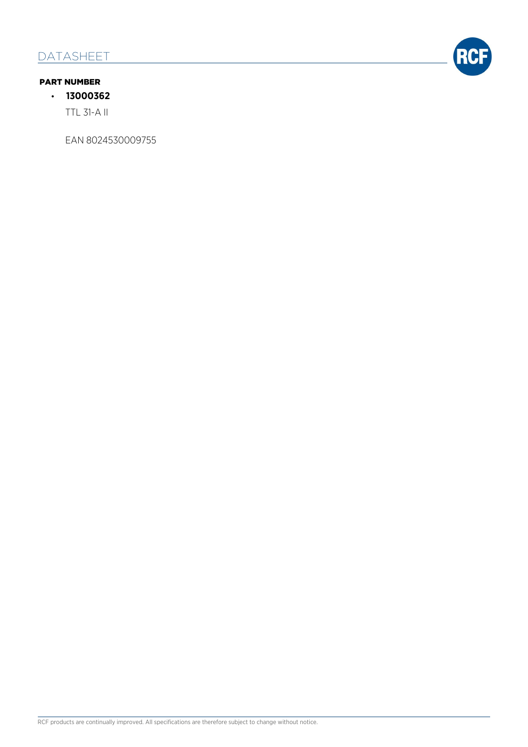# DATASHEET

**PART NUMBER**

- **13000362**

  TTL 31-A II

  EAN 8024530009755

RCF products are continually improved. All specifications are therefore subject to change without notice.